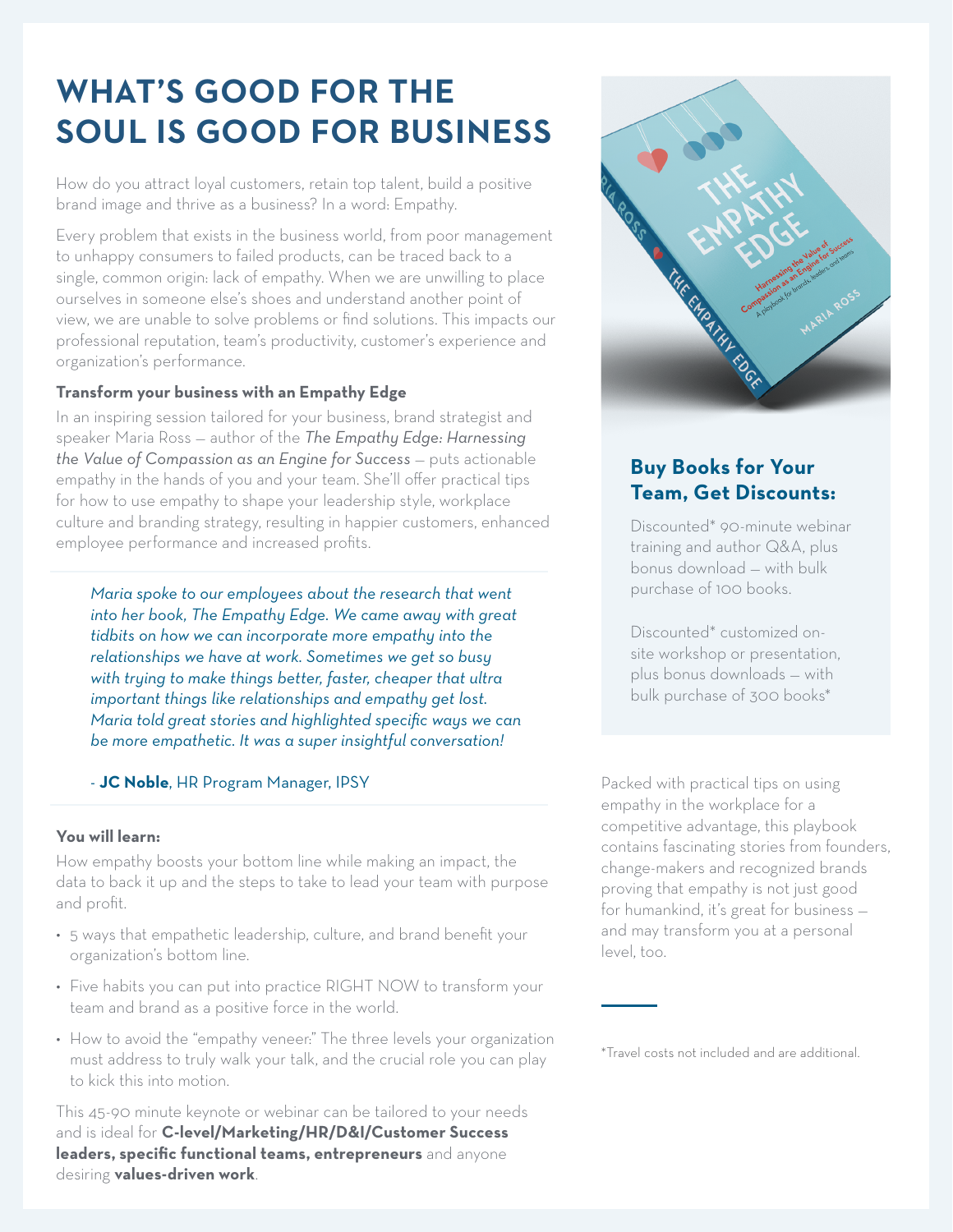# WHAT'S GOOD FOR THE SOUL IS GOOD FOR BUSINESS

How do you attract loyal customers, retain top talent, build a positive brand image and thrive as a business? In a word: Empathy.

Every problem that exists in the business world, from poor management to unhappy consumers to failed products, can be traced back to a single, common origin: lack of empathy. When we are unwilling to place ourselves in someone else's shoes and understand another point of view, we are unable to solve problems or find solutions. This impacts our professional reputation, team's productivity, customer's experience and organization's performance.

**Transform your business with an Empathy Edge**

In an inspiring session tailored for your business, brand strategist and speaker Maria Ross — author of the *The Empathy Edge: Harnessing the Value of Compassion as an Engine for Success* — puts actionable empathy in the hands of you and your team. She'll offer practical tips for how to use empathy to shape your leadership style, workplace culture and branding strategy, resulting in happier customers, enhanced employee performance and increased profits.

> *Maria spoke to our employees about the research that went into her book, The Empathy Edge. We came away with great tidbits on how we can incorporate more empathy into the relationships we have at work. Sometimes we get so busy with trying to make things better, faster, cheaper that ultra important things like relationships and empathy get lost. Maria told great stories and highlighted specific ways we can be more empathetic. It was a super insightful conversation!*
>
> \- **JC Noble**, HR Program Manager, IPSY

**You will learn:**

How empathy boosts your bottom line while making an impact, the data to back it up and the steps to take to lead your team with purpose and profit.

- 5 ways that empathetic leadership, culture, and brand benefit your organization's bottom line.
- Five habits you can put into practice RIGHT NOW to transform your team and brand as a positive force in the world.
- How to avoid the "empathy veneer:" The three levels your organization must address to truly walk your talk, and the crucial role you can play to kick this into motion.

This 45-90 minute keynote or webinar can be tailored to your needs and is ideal for **C-level/Marketing/HR/D&I/Customer Success leaders, specific functional teams, entrepreneurs** and anyone desiring **values-driven work**.

## Buy Books for Your Team, Get Discounts:

Discounted* 90-minute webinar training and author Q&A, plus bonus download — with bulk purchase of 100 books.

Discounted* customized on-site workshop or presentation, plus bonus downloads — with bulk purchase of 300 books*

Packed with practical tips on using empathy in the workplace for a competitive advantage, this playbook contains fascinating stories from founders, change-makers and recognized brands proving that empathy is not just good for humankind, it's great for business — and may transform you at a personal level, too.

*Travel costs not included and are additional.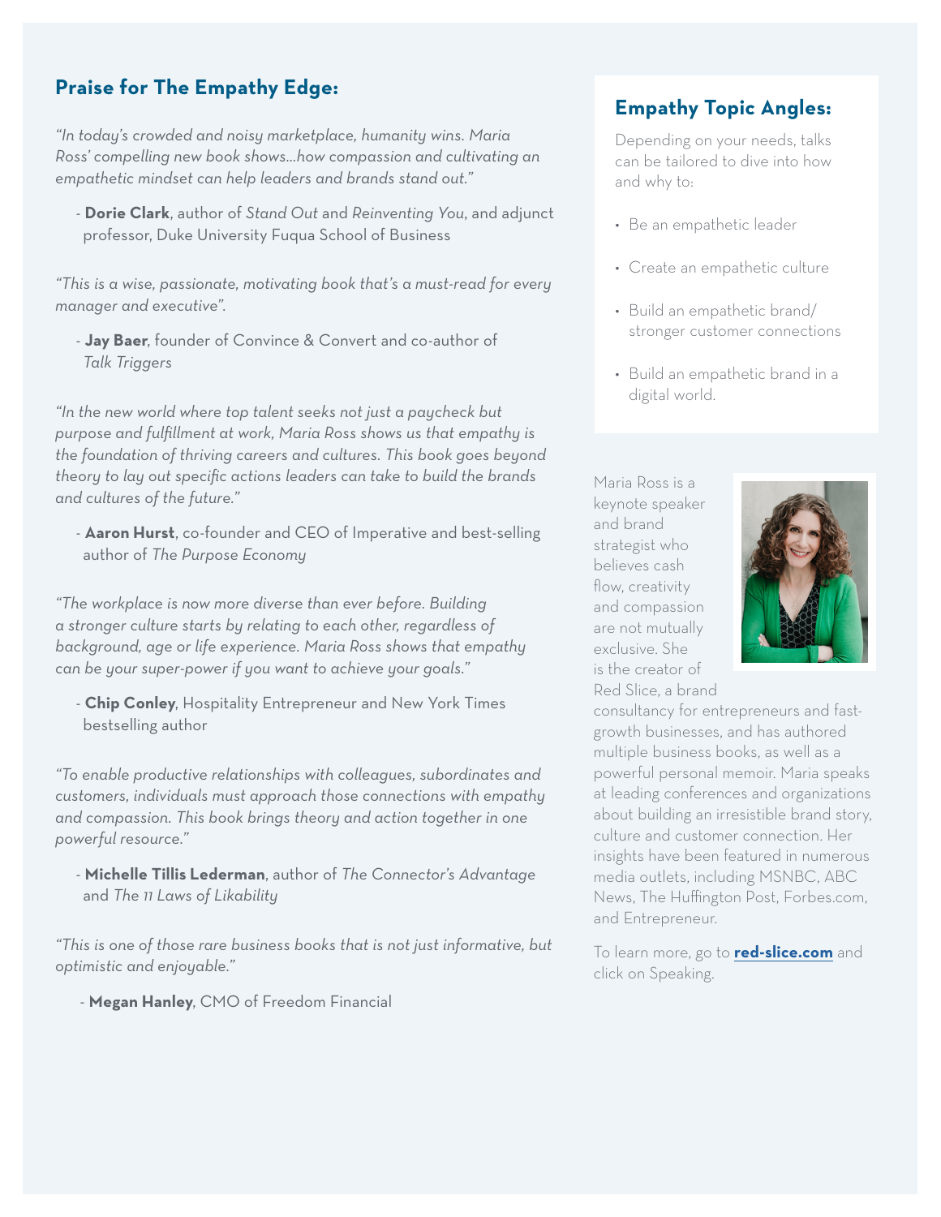## Praise for The Empathy Edge:

*"In today's crowded and noisy marketplace, humanity wins. Maria Ross' compelling new book shows...how compassion and cultivating an empathetic mindset can help leaders and brands stand out."*

- **Dorie Clark**, author of *Stand Out* and *Reinventing You*, and adjunct professor, Duke University Fuqua School of Business

*"This is a wise, passionate, motivating book that's a must-read for every manager and executive".*

- **Jay Baer**, founder of Convince & Convert and co-author of *Talk Triggers*

*"In the new world where top talent seeks not just a paycheck but purpose and fulfillment at work, Maria Ross shows us that empathy is the foundation of thriving careers and cultures. This book goes beyond theory to lay out specific actions leaders can take to build the brands and cultures of the future."*

- **Aaron Hurst**, co-founder and CEO of Imperative and best-selling author of *The Purpose Economy*

*"The workplace is now more diverse than ever before. Building a stronger culture starts by relating to each other, regardless of background, age or life experience. Maria Ross shows that empathy can be your super-power if you want to achieve your goals."*

- **Chip Conley**, Hospitality Entrepreneur and New York Times bestselling author

*"To enable productive relationships with colleagues, subordinates and customers, individuals must approach those connections with empathy and compassion. This book brings theory and action together in one powerful resource."*

- **Michelle Tillis Lederman**, author of *The Connector's Advantage* and *The 11 Laws of Likability*

*"This is one of those rare business books that is not just informative, but optimistic and enjoyable."*

- **Megan Hanley**, CMO of Freedom Financial

## Empathy Topic Angles:

Depending on your needs, talks can be tailored to dive into how and why to:

- Be an empathetic leader
- Create an empathetic culture
- Build an empathetic brand/ stronger customer connections
- Build an empathetic brand in a digital world.

Maria Ross is a keynote speaker and brand strategist who believes cash flow, creativity and compassion are not mutually exclusive. She is the creator of Red Slice, a brand consultancy for entrepreneurs and fast-growth businesses, and has authored multiple business books, as well as a powerful personal memoir. Maria speaks at leading conferences and organizations about building an irresistible brand story, culture and customer connection. Her insights have been featured in numerous media outlets, including MSNBC, ABC News, The Huffington Post, Forbes.com, and Entrepreneur.

To learn more, go to **red-slice.com** and click on Speaking.